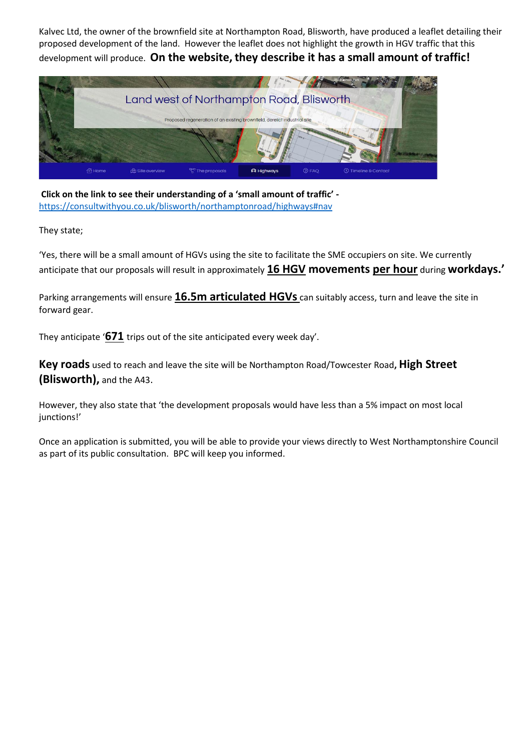Kalvec Ltd, the owner of the brownfield site at Northampton Road, Blisworth, have produced a leaflet detailing their proposed development of the land. However the leaflet does not highlight the growth in HGV traffic that this development will produce. **On the website, they describe it has a small amount of traffic!**

**Click on the link to see their understanding of a 'small amount of traffic' -** [https://consultwithyou.co.uk/blisworth/northamptonroad/highways#nav](https://consultwithyou.co.uk/blisworth/northamptonroad/highways#nav)

They state;

'Yes, there will be a small amount of HGVs using the site to facilitate the SME occupiers on site. We currently anticipate that our proposals will result in approximately **16 HGV movements per hour** during **workdays.'**

Parking arrangements will ensure **16.5m articulated HGVs** can suitably access, turn and leave the site in forward gear.

They anticipate '**671** trips out of the site anticipated every week day'.

**Key roads** used to reach and leave the site will be Northampton Road/Towcester Road**, High Street (Blisworth),** and the A43.

However, they also state that 'the development proposals would have less than a 5% impact on most local junctions!'

Once an application is submitted, you will be able to provide your views directly to West Northamptonshire Council as part of its public consultation. BPC will keep you informed.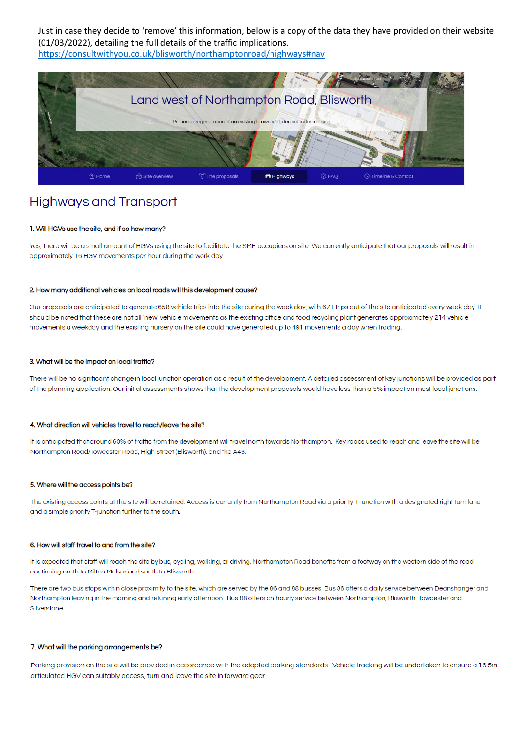Just in case they decide to 'remove' this information, below is a copy of the data they have provided on their website (01/03/2022), detailing the full details of the traffic implications.
https://consultwithyou.co.uk/blisworth/northamptonroad/highways#nav

Land west of Northampton Road, Blisworth

Proposed regeneration of an existing brownfield, derelict industrial site

Home | Site overview | The proposals | Highways | FAQ | Timeline & Contact

# Highways and Transport

### 1. Will HGVs use the site, and if so how many?

Yes, there will be a small amount of HGVs using the site to facilitate the SME occupiers on site. We currently anticipate that our proposals will result in approximately 16 HGV movements per hour during the work day.

### 2. How many additional vehicles on local roads will this development cause?

Our proposals are anticipated to generate 658 vehicle trips into the site during the week day, with 671 trips out of the site anticipated every week day. It should be noted that these are not all 'new' vehicle movements as the existing office and food recycling plant generates approximately 214 vehicle movements a weekday and the existing nursery on the site could have generated up to 491 movements a day when trading.

### 3. What will be the impact on local traffic?

There will be no significant change in local junction operation as a result of the development. A detailed assessment of key junctions will be provided as part of the planning application. Our initial assessments shows that the development proposals would have less than a 5% impact on most local junctions.

### 4. What direction will vehicles travel to reach/leave the site?

It is anticipated that around 60% of traffic from the development will travel north towards Northampton. Key roads used to reach and leave the site will be Northampton Road/Towcester Road, High Street (Blisworth), and the A43.

### 5. Where will the access points be?

The existing access points at the site will be retained. Access is currently from Northampton Road via a priority T-junction with a designated right turn lane and a simple priority T-junction further to the south.

### 6. How will staff travel to and from the site?

It is expected that staff will reach the site by bus, cycling, walking, or driving. Northampton Road benefits from a footway on the western side of the road, continuing north to Milton Malsor and south to Blisworth.

There are two bus stops within close proximity to the site, which are served by the 86 and 88 busses. Bus 86 offers a daily service between Deanshanger and Northampton leaving in the morning and retuning early afternoon. Bus 88 offers an hourly service between Northampton, Blisworth, Towcester and Silverstone.

### 7. What will the parking arrangements be?

Parking provision on the site will be provided in accordance with the adopted parking standards. Vehicle tracking will be undertaken to ensure a 16.5m articulated HGV can suitably access, turn and leave the site in forward gear.